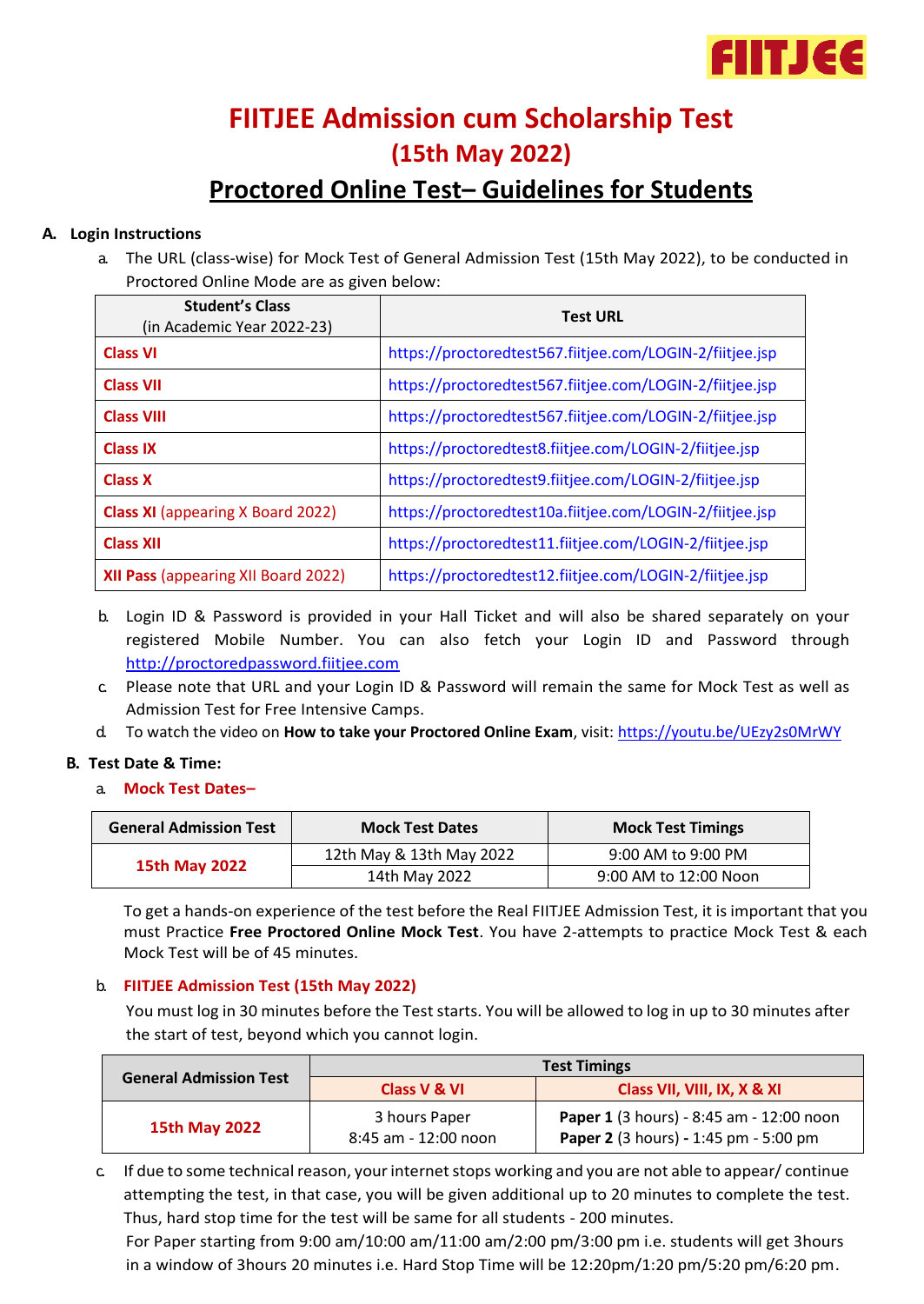FIITJEE

# FIITJEE Admission cum Scholarship Test

## (15th May 2022)

## Proctored Online Test– Guidelines for Students

**A. Login Instructions**

a. The URL (class-wise) for Mock Test of General Admission Test (15th May 2022), to be conducted in Proctored Online Mode are as given below:

| Student's Class (in Academic Year 2022-23) | Test URL |
|---|---|
| **Class VI** | https://proctoredtest567.fiitjee.com/LOGIN-2/fiitjee.jsp |
| **Class VII** | https://proctoredtest567.fiitjee.com/LOGIN-2/fiitjee.jsp |
| **Class VIII** | https://proctoredtest567.fiitjee.com/LOGIN-2/fiitjee.jsp |
| **Class IX** | https://proctoredtest8.fiitjee.com/LOGIN-2/fiitjee.jsp |
| **Class X** | https://proctoredtest9.fiitjee.com/LOGIN-2/fiitjee.jsp |
| **Class XI** (appearing X Board 2022) | https://proctoredtest10a.fiitjee.com/LOGIN-2/fiitjee.jsp |
| **Class XII** | https://proctoredtest11.fiitjee.com/LOGIN-2/fiitjee.jsp |
| **XII Pass** (appearing XII Board 2022) | https://proctoredtest12.fiitjee.com/LOGIN-2/fiitjee.jsp |

b. Login ID & Password is provided in your Hall Ticket and will also be shared separately on your registered Mobile Number. You can also fetch your Login ID and Password through http://proctoredpassword.fiitjee.com

c. Please note that URL and your Login ID & Password will remain the same for Mock Test as well as Admission Test for Free Intensive Camps.

d. To watch the video on **How to take your Proctored Online Exam**, visit: https://youtu.be/UEzy2s0MrWY

**B. Test Date & Time:**

a. **Mock Test Dates–**

| General Admission Test | Mock Test Dates | Mock Test Timings |
|---|---|---|
| **15th May 2022** | 12th May & 13th May 2022 | 9:00 AM to 9:00 PM |
| | 14th May 2022 | 9:00 AM to 12:00 Noon |

To get a hands-on experience of the test before the Real FIITJEE Admission Test, it is important that you must Practice **Free Proctored Online Mock Test**. You have 2-attempts to practice Mock Test & each Mock Test will be of 45 minutes.

b. **FIITJEE Admission Test (15th May 2022)**

You must log in 30 minutes before the Test starts. You will be allowed to log in up to 30 minutes after the start of test, beyond which you cannot login.

| General Admission Test | Test Timings | |
|---|---|---|
| | **Class V & VI** | **Class VII, VIII, IX, X & XI** |
| **15th May 2022** | 3 hours Paper 8:45 am - 12:00 noon | **Paper 1** (3 hours) - 8:45 am - 12:00 noon **Paper 2** (3 hours) **-** 1:45 pm - 5:00 pm |

c. If due to some technical reason, your internet stops working and you are not able to appear/ continue attempting the test, in that case, you will be given additional up to 20 minutes to complete the test. Thus, hard stop time for the test will be same for all students - 200 minutes.
For Paper starting from 9:00 am/10:00 am/11:00 am/2:00 pm/3:00 pm i.e. students will get 3hours in a window of 3hours 20 minutes i.e. Hard Stop Time will be 12:20pm/1:20 pm/5:20 pm/6:20 pm.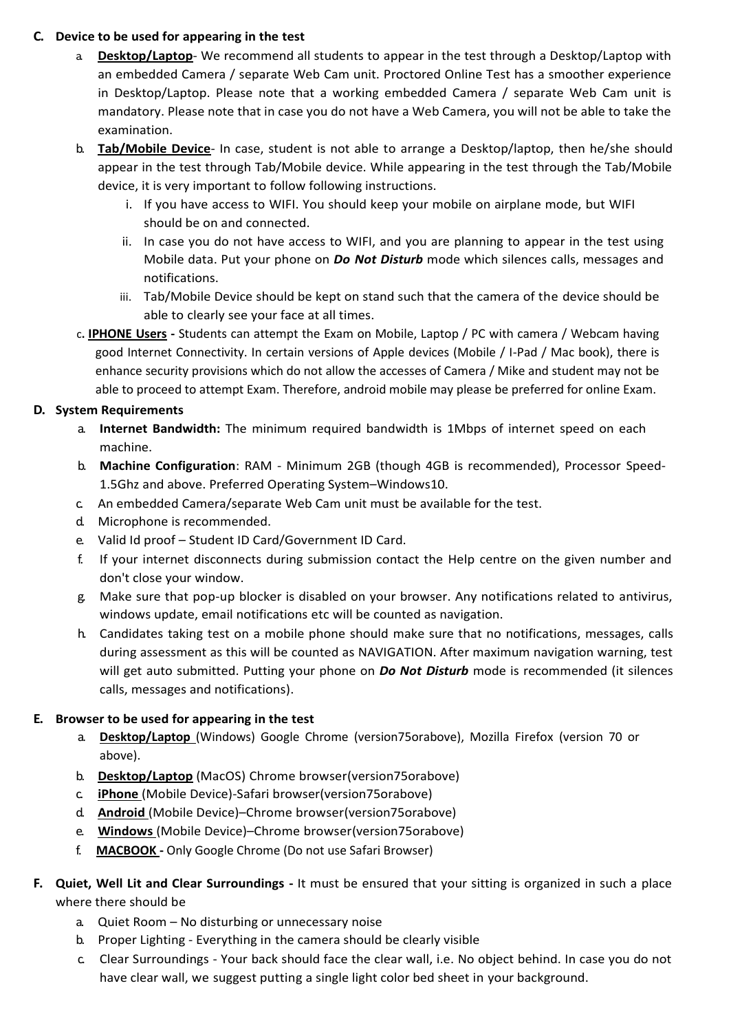**C. Device to be used for appearing in the test**

a. **Desktop/Laptop**- We recommend all students to appear in the test through a Desktop/Laptop with an embedded Camera / separate Web Cam unit. Proctored Online Test has a smoother experience in Desktop/Laptop. Please note that a working embedded Camera / separate Web Cam unit is mandatory. Please note that in case you do not have a Web Camera, you will not be able to take the examination.

b. **Tab/Mobile Device**- In case, student is not able to arrange a Desktop/laptop, then he/she should appear in the test through Tab/Mobile device. While appearing in the test through the Tab/Mobile device, it is very important to follow following instructions.

   i. If you have access to WIFI. You should keep your mobile on airplane mode, but WIFI should be on and connected.

   ii. In case you do not have access to WIFI, and you are planning to appear in the test using Mobile data. Put your phone on ***Do Not Disturb*** mode which silences calls, messages and notifications.

   iii. Tab/Mobile Device should be kept on stand such that the camera of the device should be able to clearly see your face at all times.

c. **IPHONE Users -** Students can attempt the Exam on Mobile, Laptop / PC with camera / Webcam having good Internet Connectivity. In certain versions of Apple devices (Mobile / I-Pad / Mac book), there is enhance security provisions which do not allow the accesses of Camera / Mike and student may not be able to proceed to attempt Exam. Therefore, android mobile may please be preferred for online Exam.

**D. System Requirements**

a. **Internet Bandwidth:** The minimum required bandwidth is 1Mbps of internet speed on each machine.

b. **Machine Configuration**: RAM - Minimum 2GB (though 4GB is recommended), Processor Speed-1.5Ghz and above. Preferred Operating System–Windows10.

c. An embedded Camera/separate Web Cam unit must be available for the test.

d. Microphone is recommended.

e. Valid Id proof – Student ID Card/Government ID Card.

f. If your internet disconnects during submission contact the Help centre on the given number and don't close your window.

g. Make sure that pop-up blocker is disabled on your browser. Any notifications related to antivirus, windows update, email notifications etc will be counted as navigation.

h. Candidates taking test on a mobile phone should make sure that no notifications, messages, calls during assessment as this will be counted as NAVIGATION. After maximum navigation warning, test will get auto submitted. Putting your phone on ***Do Not Disturb*** mode is recommended (it silences calls, messages and notifications).

**E. Browser to be used for appearing in the test**

a. **Desktop/Laptop** (Windows) Google Chrome (version75orabove), Mozilla Firefox (version 70 or above).

b. **Desktop/Laptop** (MacOS) Chrome browser(version75orabove)

c. **iPhone** (Mobile Device)-Safari browser(version75orabove)

d. **Android** (Mobile Device)–Chrome browser(version75orabove)

e. **Windows** (Mobile Device)–Chrome browser(version75orabove)

f. **MACBOOK -** Only Google Chrome (Do not use Safari Browser)

**F. Quiet, Well Lit and Clear Surroundings -** It must be ensured that your sitting is organized in such a place where there should be

a. Quiet Room – No disturbing or unnecessary noise

b. Proper Lighting - Everything in the camera should be clearly visible

c. Clear Surroundings - Your back should face the clear wall, i.e. No object behind. In case you do not have clear wall, we suggest putting a single light color bed sheet in your background.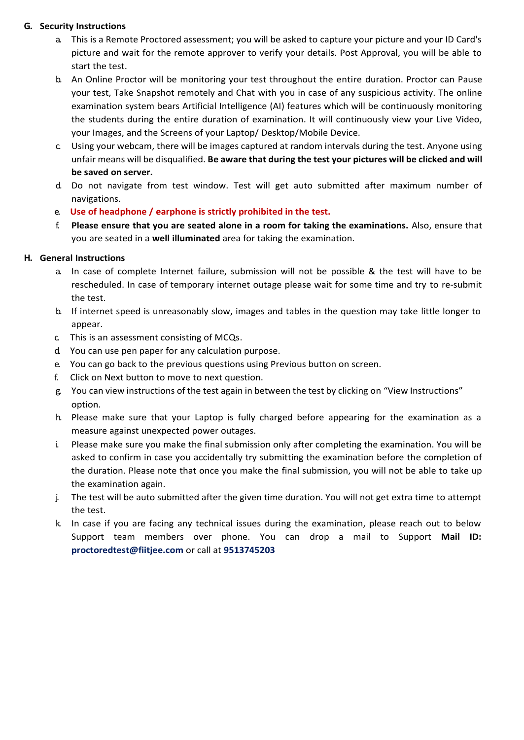## G. Security Instructions

a. This is a Remote Proctored assessment; you will be asked to capture your picture and your ID Card's picture and wait for the remote approver to verify your details. Post Approval, you will be able to start the test.

b. An Online Proctor will be monitoring your test throughout the entire duration. Proctor can Pause your test, Take Snapshot remotely and Chat with you in case of any suspicious activity. The online examination system bears Artificial Intelligence (AI) features which will be continuously monitoring the students during the entire duration of examination. It will continuously view your Live Video, your Images, and the Screens of your Laptop/ Desktop/Mobile Device.

c. Using your webcam, there will be images captured at random intervals during the test. Anyone using unfair means will be disqualified. **Be aware that during the test your pictures will be clicked and will be saved on server.**

d. Do not navigate from test window. Test will get auto submitted after maximum number of navigations.

e. **Use of headphone / earphone is strictly prohibited in the test.**

f. **Please ensure that you are seated alone in a room for taking the examinations.** Also, ensure that you are seated in a **well illuminated** area for taking the examination.

## H. General Instructions

a. In case of complete Internet failure, submission will not be possible & the test will have to be rescheduled. In case of temporary internet outage please wait for some time and try to re-submit the test.

b. If internet speed is unreasonably slow, images and tables in the question may take little longer to appear.

c. This is an assessment consisting of MCQs.

d. You can use pen paper for any calculation purpose.

e. You can go back to the previous questions using Previous button on screen.

f. Click on Next button to move to next question.

g. You can view instructions of the test again in between the test by clicking on "View Instructions" option.

h. Please make sure that your Laptop is fully charged before appearing for the examination as a measure against unexpected power outages.

i. Please make sure you make the final submission only after completing the examination. You will be asked to confirm in case you accidentally try submitting the examination before the completion of the duration. Please note that once you make the final submission, you will not be able to take up the examination again.

j. The test will be auto submitted after the given time duration. You will not get extra time to attempt the test.

k. In case if you are facing any technical issues during the examination, please reach out to below Support team members over phone. You can drop a mail to Support **Mail ID:** **proctoredtest@fiitjee.com** or call at **9513745203**